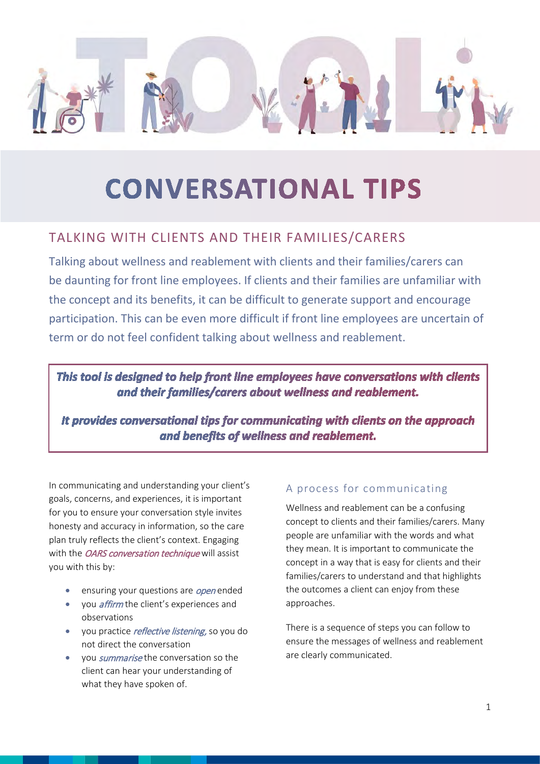# CONVERSATIONAL TIPS

## TALKING WITH CLIENTS AND THEIR FAMILIES/CARERS

Talking about wellness and reablement with clients and their families/carers can be daunting for front line employees. If clients and their families are unfamiliar with the concept and its benefits, it can be difficult to generate support and encourage participation. This can be even more difficult if front line employees are uncertain of term or do not feel confident talking about wellness and reablement.

> ***This tool is designed to help front line employees have conversations with clients and their families/carers about wellness and reablement.***
>
> ***It provides conversational tips for communicating with clients on the approach and benefits of wellness and reablement.***

In communicating and understanding your client's goals, concerns, and experiences, it is important for you to ensure your conversation style invites honesty and accuracy in information, so the care plan truly reflects the client's context. Engaging with the *OARS conversation technique* will assist you with this by:

- ensuring your questions are *open* ended
- you *affirm* the client's experiences and observations
- you practice *reflective listening,* so you do not direct the conversation
- you *summarise* the conversation so the client can hear your understanding of what they have spoken of.

### A process for communicating

Wellness and reablement can be a confusing concept to clients and their families/carers. Many people are unfamiliar with the words and what they mean. It is important to communicate the concept in a way that is easy for clients and their families/carers to understand and that highlights the outcomes a client can enjoy from these approaches.

There is a sequence of steps you can follow to ensure the messages of wellness and reablement are clearly communicated.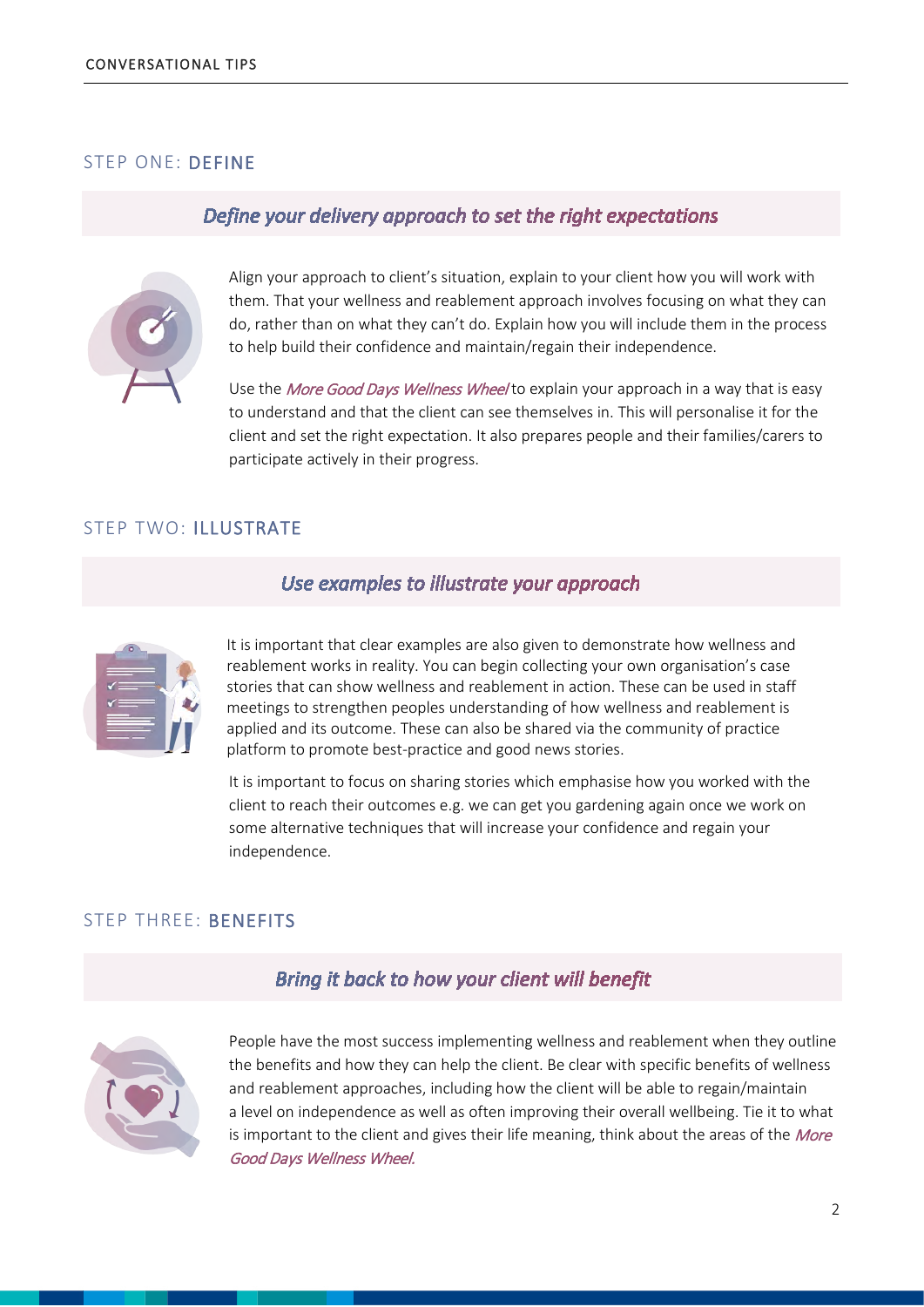## STEP ONE: DEFINE

### *Define your delivery approach to set the right expectations*

Align your approach to client's situation, explain to your client how you will work with them. That your wellness and reablement approach involves focusing on what they can do, rather than on what they can't do. Explain how you will include them in the process to help build their confidence and maintain/regain their independence.

Use the *More Good Days Wellness Wheel* to explain your approach in a way that is easy to understand and that the client can see themselves in. This will personalise it for the client and set the right expectation. It also prepares people and their families/carers to participate actively in their progress.

## STEP TWO: ILLUSTRATE

### *Use examples to illustrate your approach*

It is important that clear examples are also given to demonstrate how wellness and reablement works in reality. You can begin collecting your own organisation's case stories that can show wellness and reablement in action. These can be used in staff meetings to strengthen peoples understanding of how wellness and reablement is applied and its outcome. These can also be shared via the community of practice platform to promote best-practice and good news stories.

It is important to focus on sharing stories which emphasise how you worked with the client to reach their outcomes e.g. we can get you gardening again once we work on some alternative techniques that will increase your confidence and regain your independence.

## STEP THREE: BENEFITS

### *Bring it back to how your client will benefit*

People have the most success implementing wellness and reablement when they outline the benefits and how they can help the client. Be clear with specific benefits of wellness and reablement approaches, including how the client will be able to regain/maintain a level on independence as well as often improving their overall wellbeing. Tie it to what is important to the client and gives their life meaning, think about the areas of the *More Good Days Wellness Wheel.*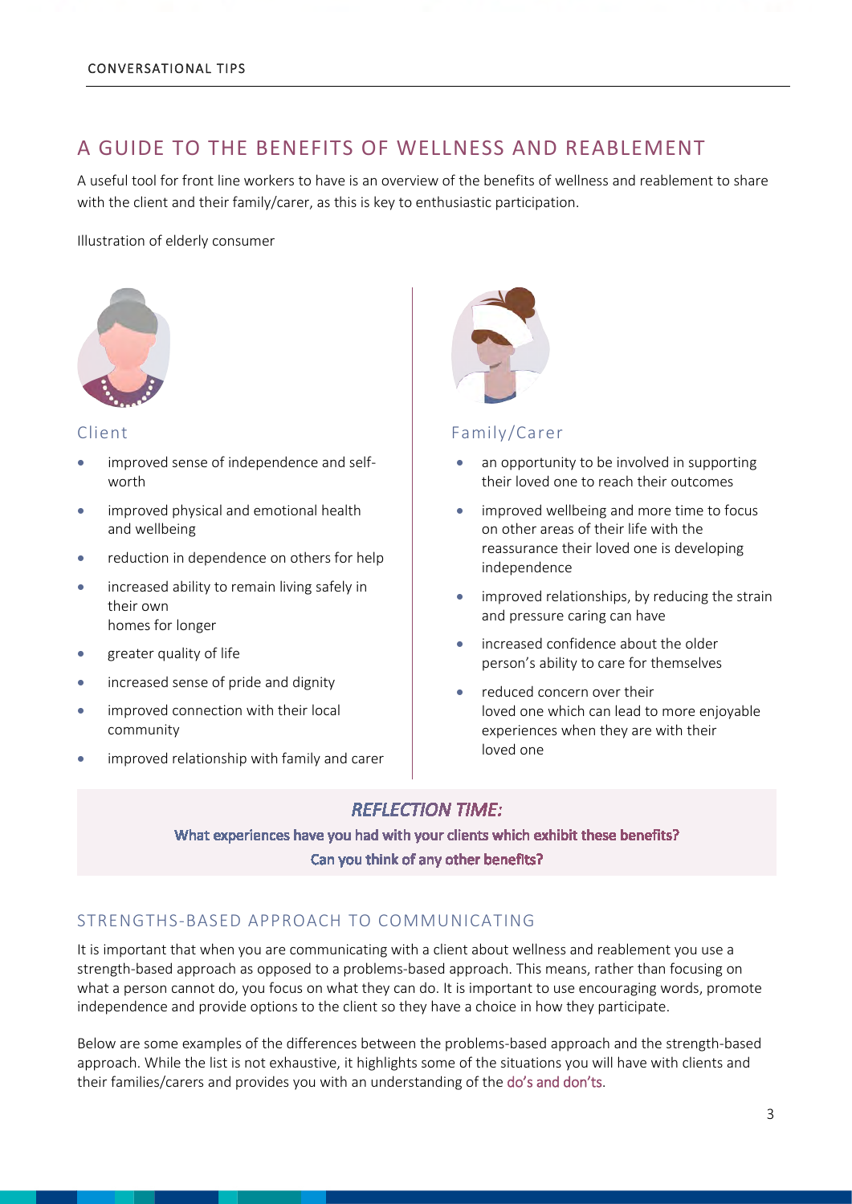# A GUIDE TO THE BENEFITS OF WELLNESS AND REABLEMENT

A useful tool for front line workers to have is an overview of the benefits of wellness and reablement to share with the client and their family/carer, as this is key to enthusiastic participation.

Illustration of elderly consumer

## Client

- improved sense of independence and self-worth
- improved physical and emotional health and wellbeing
- reduction in dependence on others for help
- increased ability to remain living safely in their own homes for longer
- greater quality of life
- increased sense of pride and dignity
- improved connection with their local community
- improved relationship with family and carer

## Family/Carer

- an opportunity to be involved in supporting their loved one to reach their outcomes
- improved wellbeing and more time to focus on other areas of their life with the reassurance their loved one is developing independence
- improved relationships, by reducing the strain and pressure caring can have
- increased confidence about the older person's ability to care for themselves
- reduced concern over their loved one which can lead to more enjoyable experiences when they are with their loved one

***REFLECTION TIME:***

**What experiences have you had with your clients which exhibit these benefits?**

**Can you think of any other benefits?**

## STRENGTHS-BASED APPROACH TO COMMUNICATING

It is important that when you are communicating with a client about wellness and reablement you use a strength-based approach as opposed to a problems-based approach. This means, rather than focusing on what a person cannot do, you focus on what they can do. It is important to use encouraging words, promote independence and provide options to the client so they have a choice in how they participate.

Below are some examples of the differences between the problems-based approach and the strength-based approach. While the list is not exhaustive, it highlights some of the situations you will have with clients and their families/carers and provides you with an understanding of the do's and don'ts.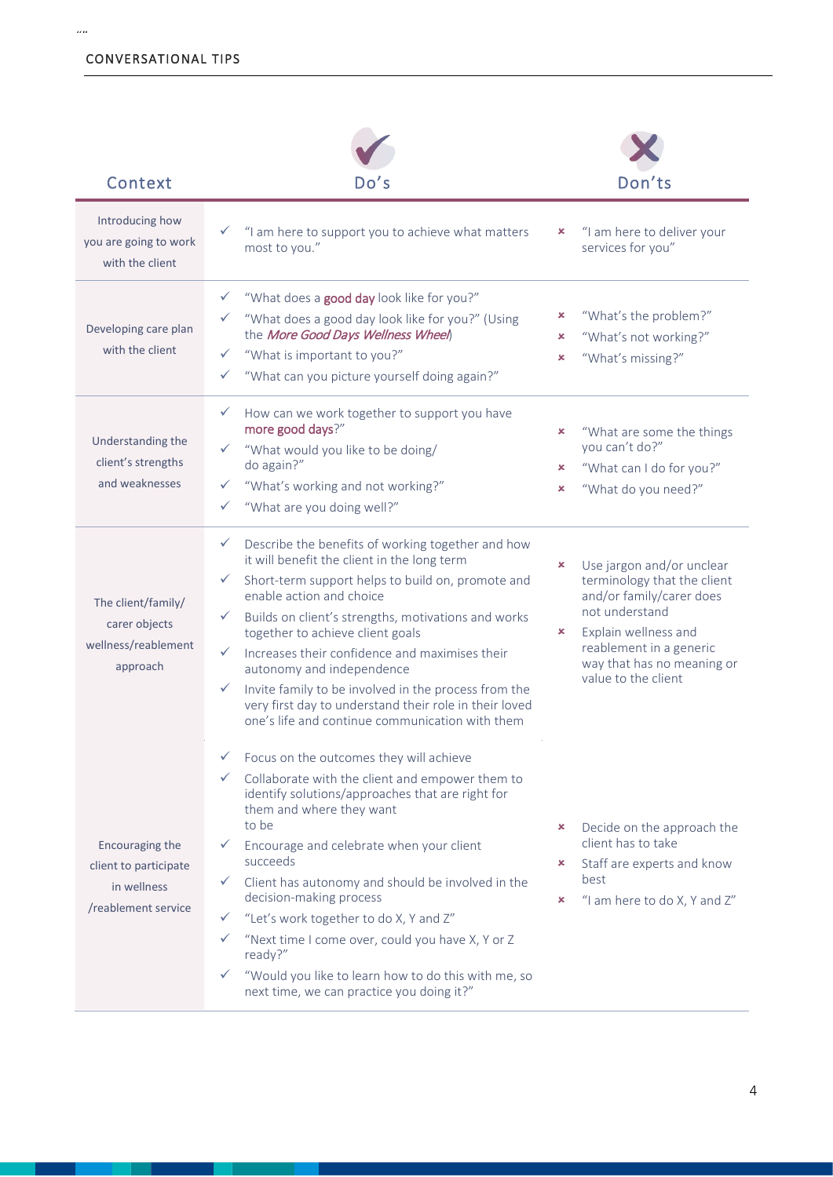## CONVERSATIONAL TIPS

| Context | Do's | Don'ts |
|---|---|---|
| Introducing how you are going to work with the client | ✓ "I am here to support you to achieve what matters most to you." | × "I am here to deliver your services for you" |
| Developing care plan with the client | ✓ "What does a good day look like for you?"<br>✓ "What does a good day look like for you?" (Using the *More Good Days Wellness Wheel*)<br>✓ "What is important to you?"<br>✓ "What can you picture yourself doing again?" | × "What's the problem?"<br>× "What's not working?"<br>× "What's missing?" |
| Understanding the client's strengths and weaknesses | ✓ How can we work together to support you have more good days?"<br>✓ "What would you like to be doing/ do again?"<br>✓ "What's working and not working?"<br>✓ "What are you doing well?" | × "What are some the things you can't do?"<br>× "What can I do for you?"<br>× "What do you need?" |
| The client/family/ carer objects wellness/reablement approach | ✓ Describe the benefits of working together and how it will benefit the client in the long term<br>✓ Short-term support helps to build on, promote and enable action and choice<br>✓ Builds on client's strengths, motivations and works together to achieve client goals<br>✓ Increases their confidence and maximises their autonomy and independence<br>✓ Invite family to be involved in the process from the very first day to understand their role in their loved one's life and continue communication with them | × Use jargon and/or unclear terminology that the client and/or family/carer does not understand<br>× Explain wellness and reablement in a generic way that has no meaning or value to the client |
| Encouraging the client to participate in wellness /reablement service | ✓ Focus on the outcomes they will achieve<br>✓ Collaborate with the client and empower them to identify solutions/approaches that are right for them and where they want to be<br>✓ Encourage and celebrate when your client succeeds<br>✓ Client has autonomy and should be involved in the decision-making process<br>✓ "Let's work together to do X, Y and Z"<br>✓ "Next time I come over, could you have X, Y or Z ready?"<br>✓ "Would you like to learn how to do this with me, so next time, we can practice you doing it?" | × Decide on the approach the client has to take<br>× Staff are experts and know best<br>× "I am here to do X, Y and Z" |